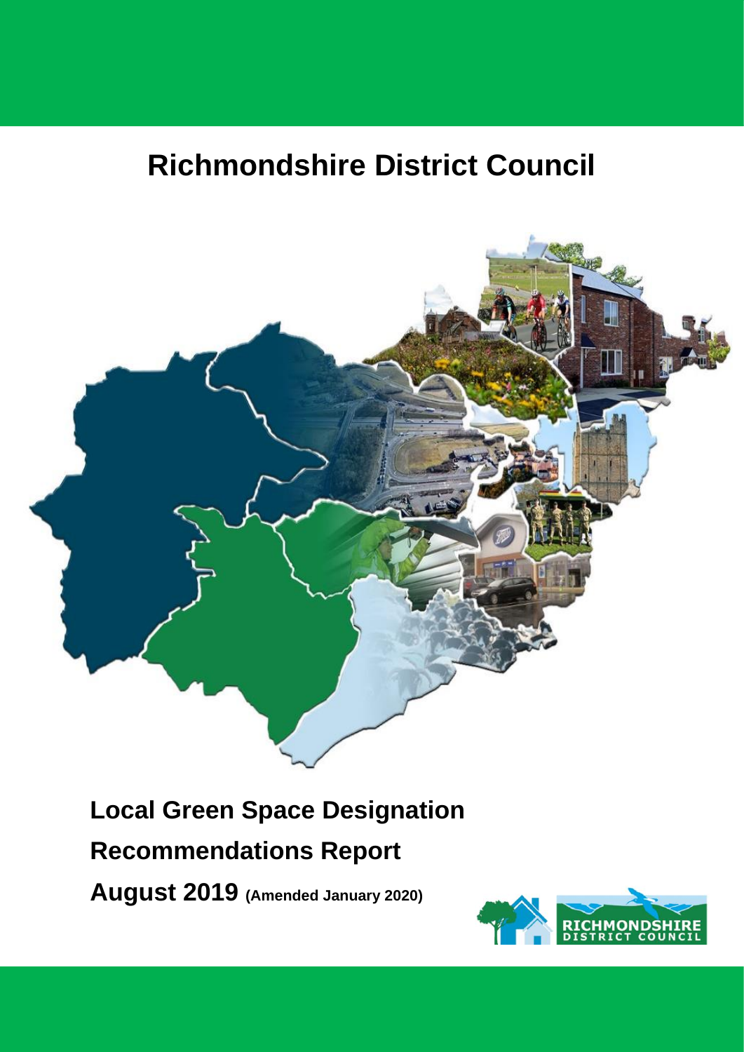# Richmondshire District Council

## Local Green Space Designation Recommendations Report

## August 2019 (Amended January 2020)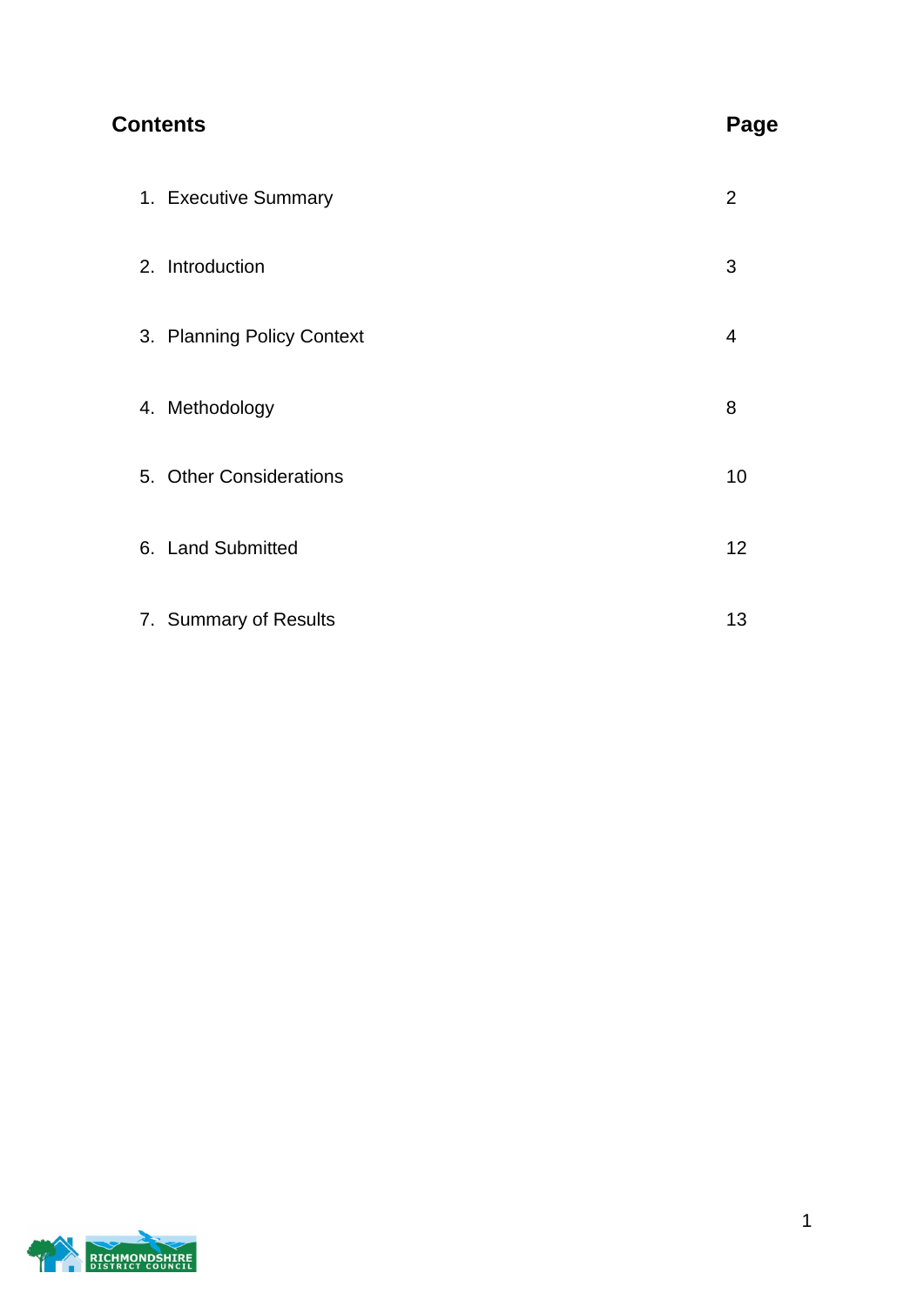## Contents

| Contents | Page |
|---|---|
| 1. Executive Summary | 2 |
| 2. Introduction | 3 |
| 3. Planning Policy Context | 4 |
| 4. Methodology | 8 |
| 5. Other Considerations | 10 |
| 6. Land Submitted | 12 |
| 7. Summary of Results | 13 |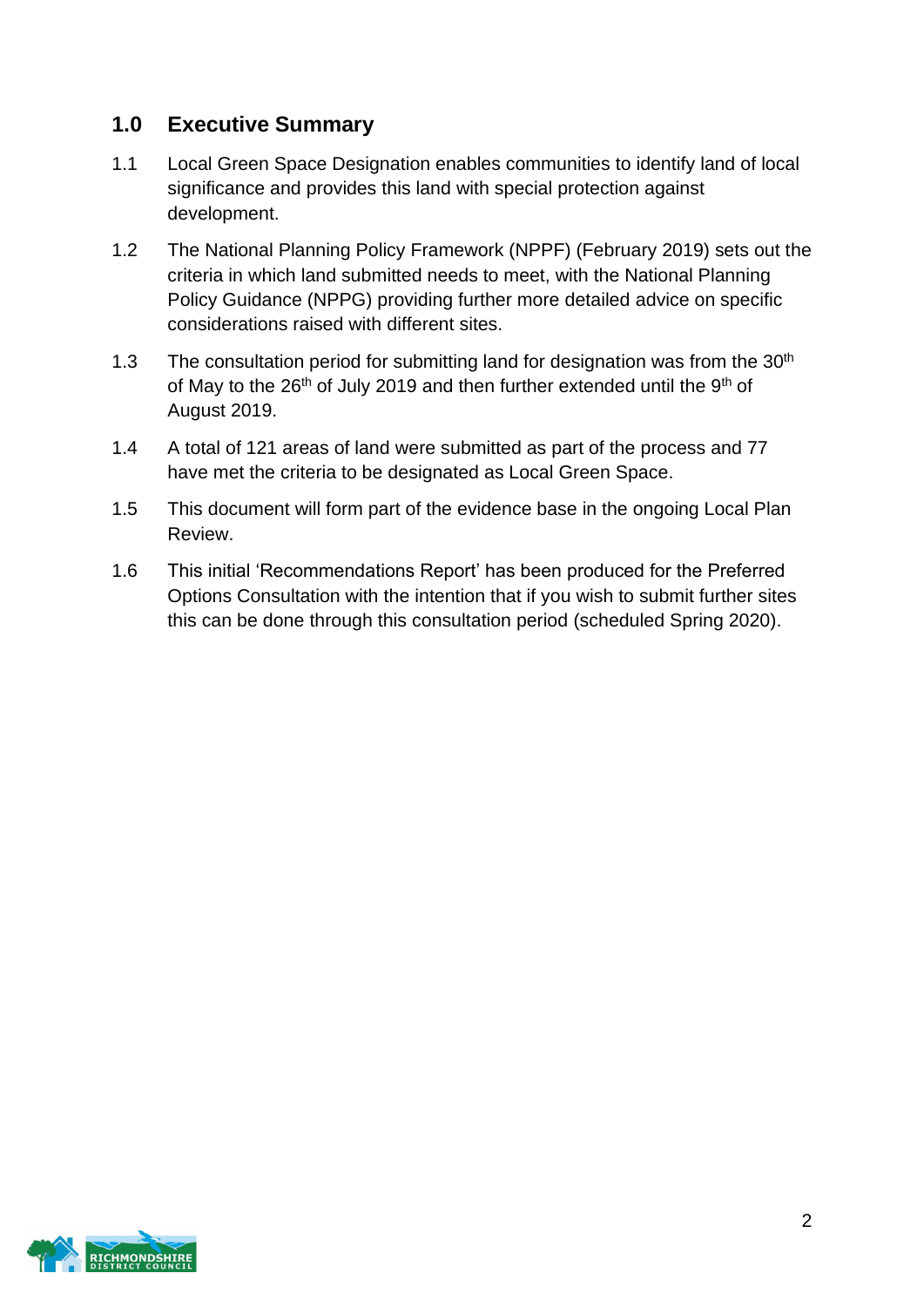## 1.0 Executive Summary

1.1 Local Green Space Designation enables communities to identify land of local significance and provides this land with special protection against development.

1.2 The National Planning Policy Framework (NPPF) (February 2019) sets out the criteria in which land submitted needs to meet, with the National Planning Policy Guidance (NPPG) providing further more detailed advice on specific considerations raised with different sites.

1.3 The consultation period for submitting land for designation was from the 30th of May to the 26th of July 2019 and then further extended until the 9th of August 2019.

1.4 A total of 121 areas of land were submitted as part of the process and 77 have met the criteria to be designated as Local Green Space.

1.5 This document will form part of the evidence base in the ongoing Local Plan Review.

1.6 This initial 'Recommendations Report' has been produced for the Preferred Options Consultation with the intention that if you wish to submit further sites this can be done through this consultation period (scheduled Spring 2020).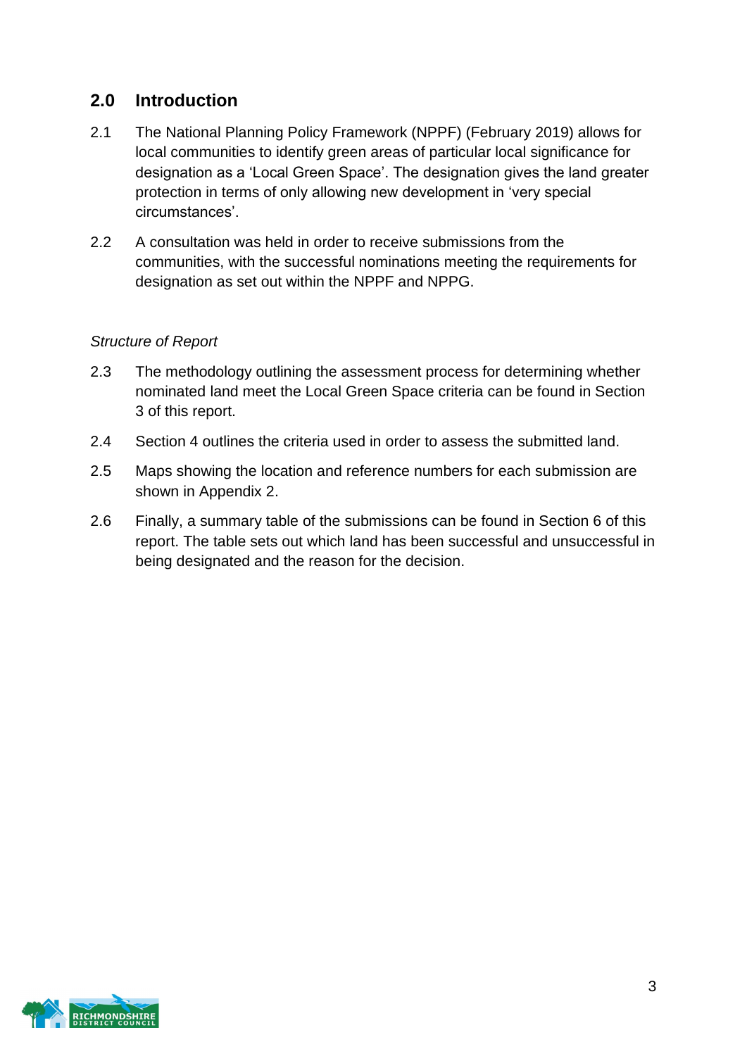## 2.0 Introduction

2.1 The National Planning Policy Framework (NPPF) (February 2019) allows for local communities to identify green areas of particular local significance for designation as a 'Local Green Space'. The designation gives the land greater protection in terms of only allowing new development in 'very special circumstances'.

2.2 A consultation was held in order to receive submissions from the communities, with the successful nominations meeting the requirements for designation as set out within the NPPF and NPPG.

*Structure of Report*

2.3 The methodology outlining the assessment process for determining whether nominated land meet the Local Green Space criteria can be found in Section 3 of this report.

2.4 Section 4 outlines the criteria used in order to assess the submitted land.

2.5 Maps showing the location and reference numbers for each submission are shown in Appendix 2.

2.6 Finally, a summary table of the submissions can be found in Section 6 of this report. The table sets out which land has been successful and unsuccessful in being designated and the reason for the decision.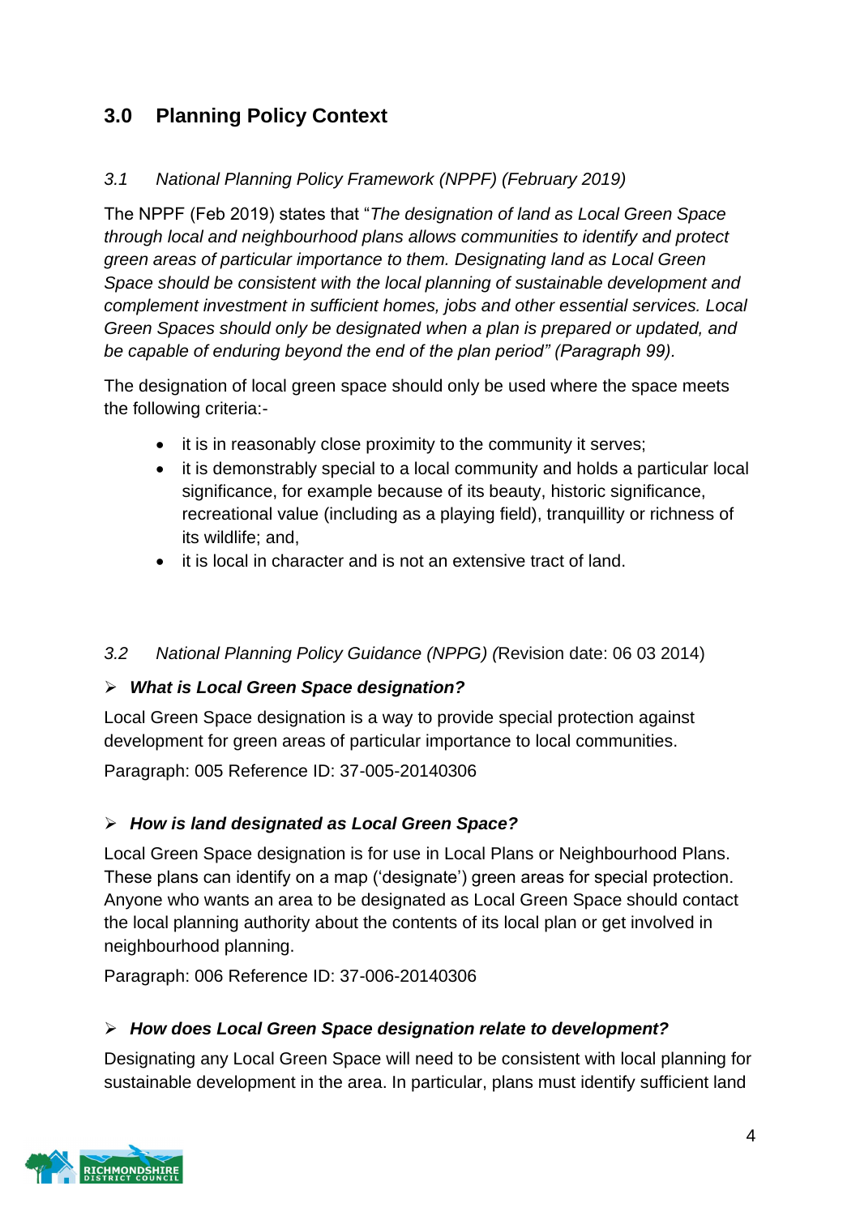## 3.0 Planning Policy Context

### *3.1 National Planning Policy Framework (NPPF) (February 2019)*

The NPPF (Feb 2019) states that "*The designation of land as Local Green Space through local and neighbourhood plans allows communities to identify and protect green areas of particular importance to them. Designating land as Local Green Space should be consistent with the local planning of sustainable development and complement investment in sufficient homes, jobs and other essential services. Local Green Spaces should only be designated when a plan is prepared or updated, and be capable of enduring beyond the end of the plan period" (Paragraph 99).*

The designation of local green space should only be used where the space meets the following criteria:-

- it is in reasonably close proximity to the community it serves;
- it is demonstrably special to a local community and holds a particular local significance, for example because of its beauty, historic significance, recreational value (including as a playing field), tranquillity or richness of its wildlife; and,
- it is local in character and is not an extensive tract of land.

### *3.2 National Planning Policy Guidance (NPPG) (*Revision date: 06 03 2014)

- ***What is Local Green Space designation?***

Local Green Space designation is a way to provide special protection against development for green areas of particular importance to local communities.

Paragraph: 005 Reference ID: 37-005-20140306

- ***How is land designated as Local Green Space?***

Local Green Space designation is for use in Local Plans or Neighbourhood Plans. These plans can identify on a map ('designate') green areas for special protection. Anyone who wants an area to be designated as Local Green Space should contact the local planning authority about the contents of its local plan or get involved in neighbourhood planning.

Paragraph: 006 Reference ID: 37-006-20140306

- ***How does Local Green Space designation relate to development?***

Designating any Local Green Space will need to be consistent with local planning for sustainable development in the area. In particular, plans must identify sufficient land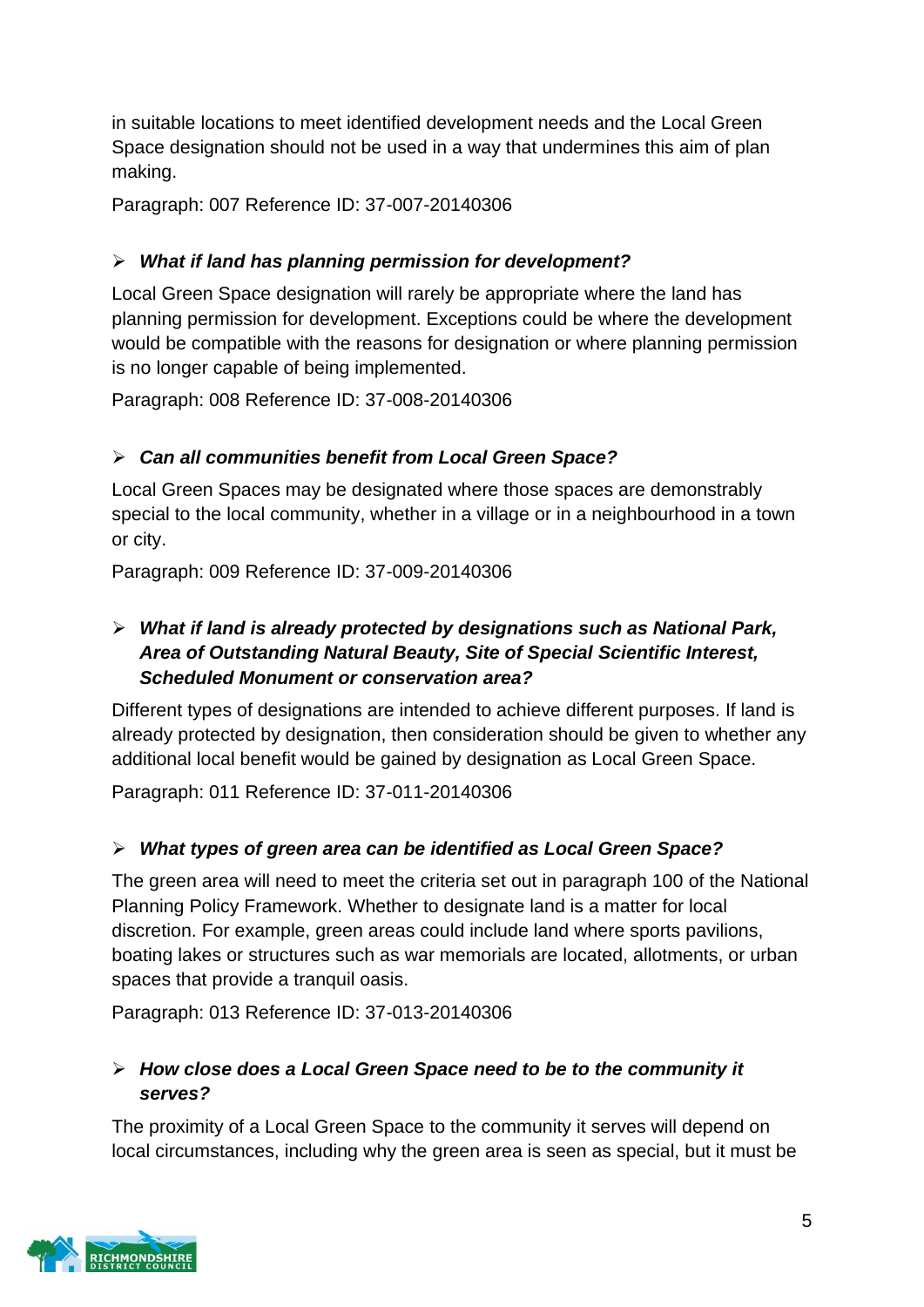in suitable locations to meet identified development needs and the Local Green Space designation should not be used in a way that undermines this aim of plan making.

Paragraph: 007 Reference ID: 37-007-20140306

- ***What if land has planning permission for development?***

Local Green Space designation will rarely be appropriate where the land has planning permission for development. Exceptions could be where the development would be compatible with the reasons for designation or where planning permission is no longer capable of being implemented.

Paragraph: 008 Reference ID: 37-008-20140306

- ***Can all communities benefit from Local Green Space?***

Local Green Spaces may be designated where those spaces are demonstrably special to the local community, whether in a village or in a neighbourhood in a town or city.

Paragraph: 009 Reference ID: 37-009-20140306

- ***What if land is already protected by designations such as National Park, Area of Outstanding Natural Beauty, Site of Special Scientific Interest, Scheduled Monument or conservation area?***

Different types of designations are intended to achieve different purposes. If land is already protected by designation, then consideration should be given to whether any additional local benefit would be gained by designation as Local Green Space.

Paragraph: 011 Reference ID: 37-011-20140306

- ***What types of green area can be identified as Local Green Space?***

The green area will need to meet the criteria set out in paragraph 100 of the National Planning Policy Framework. Whether to designate land is a matter for local discretion. For example, green areas could include land where sports pavilions, boating lakes or structures such as war memorials are located, allotments, or urban spaces that provide a tranquil oasis.

Paragraph: 013 Reference ID: 37-013-20140306

- ***How close does a Local Green Space need to be to the community it serves?***

The proximity of a Local Green Space to the community it serves will depend on local circumstances, including why the green area is seen as special, but it must be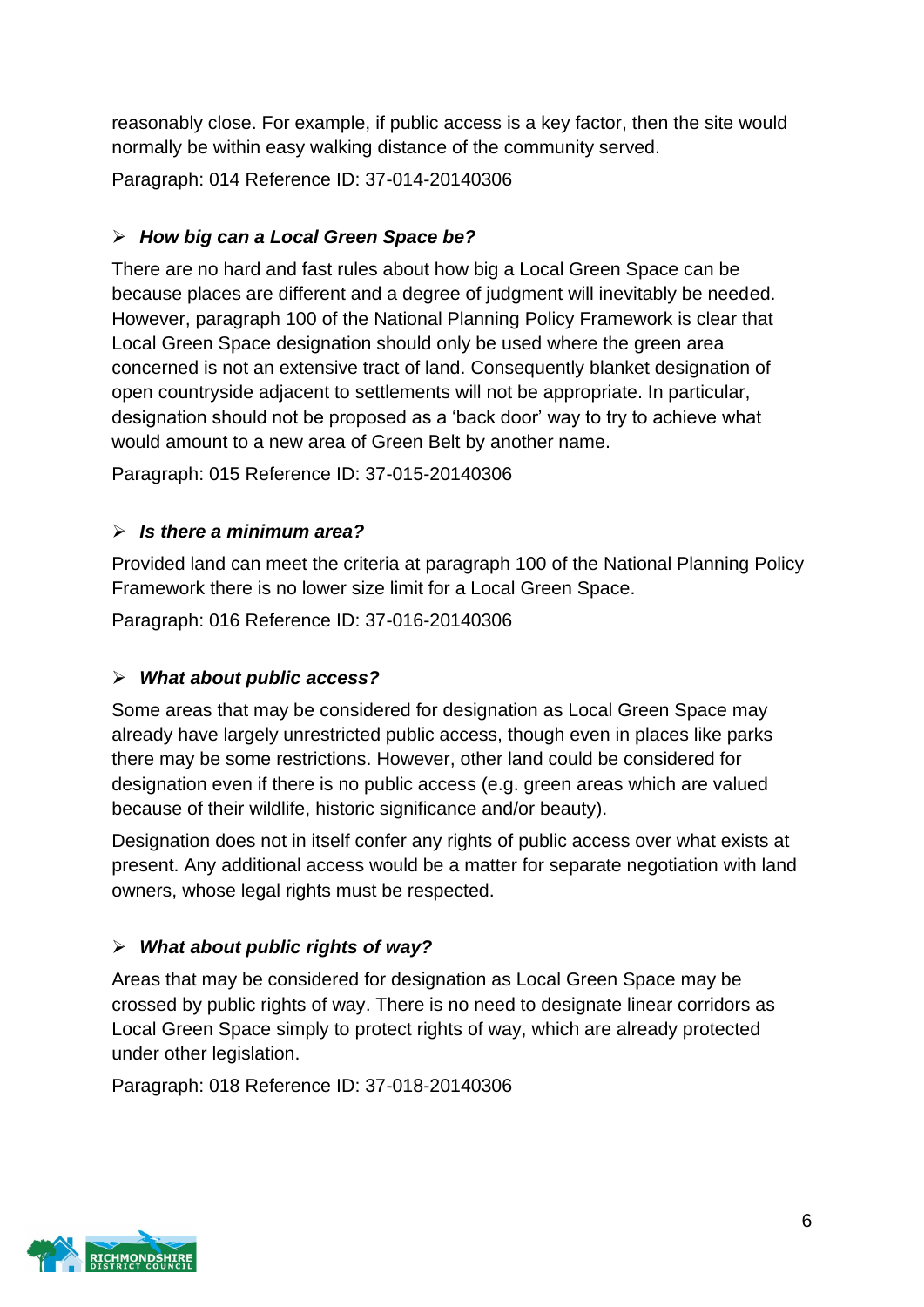reasonably close. For example, if public access is a key factor, then the site would normally be within easy walking distance of the community served.

Paragraph: 014 Reference ID: 37-014-20140306

- ***How big can a Local Green Space be?***

There are no hard and fast rules about how big a Local Green Space can be because places are different and a degree of judgment will inevitably be needed. However, paragraph 100 of the National Planning Policy Framework is clear that Local Green Space designation should only be used where the green area concerned is not an extensive tract of land. Consequently blanket designation of open countryside adjacent to settlements will not be appropriate. In particular, designation should not be proposed as a 'back door' way to try to achieve what would amount to a new area of Green Belt by another name.

Paragraph: 015 Reference ID: 37-015-20140306

- ***Is there a minimum area?***

Provided land can meet the criteria at paragraph 100 of the National Planning Policy Framework there is no lower size limit for a Local Green Space.

Paragraph: 016 Reference ID: 37-016-20140306

- ***What about public access?***

Some areas that may be considered for designation as Local Green Space may already have largely unrestricted public access, though even in places like parks there may be some restrictions. However, other land could be considered for designation even if there is no public access (e.g. green areas which are valued because of their wildlife, historic significance and/or beauty).

Designation does not in itself confer any rights of public access over what exists at present. Any additional access would be a matter for separate negotiation with land owners, whose legal rights must be respected.

- ***What about public rights of way?***

Areas that may be considered for designation as Local Green Space may be crossed by public rights of way. There is no need to designate linear corridors as Local Green Space simply to protect rights of way, which are already protected under other legislation.

Paragraph: 018 Reference ID: 37-018-20140306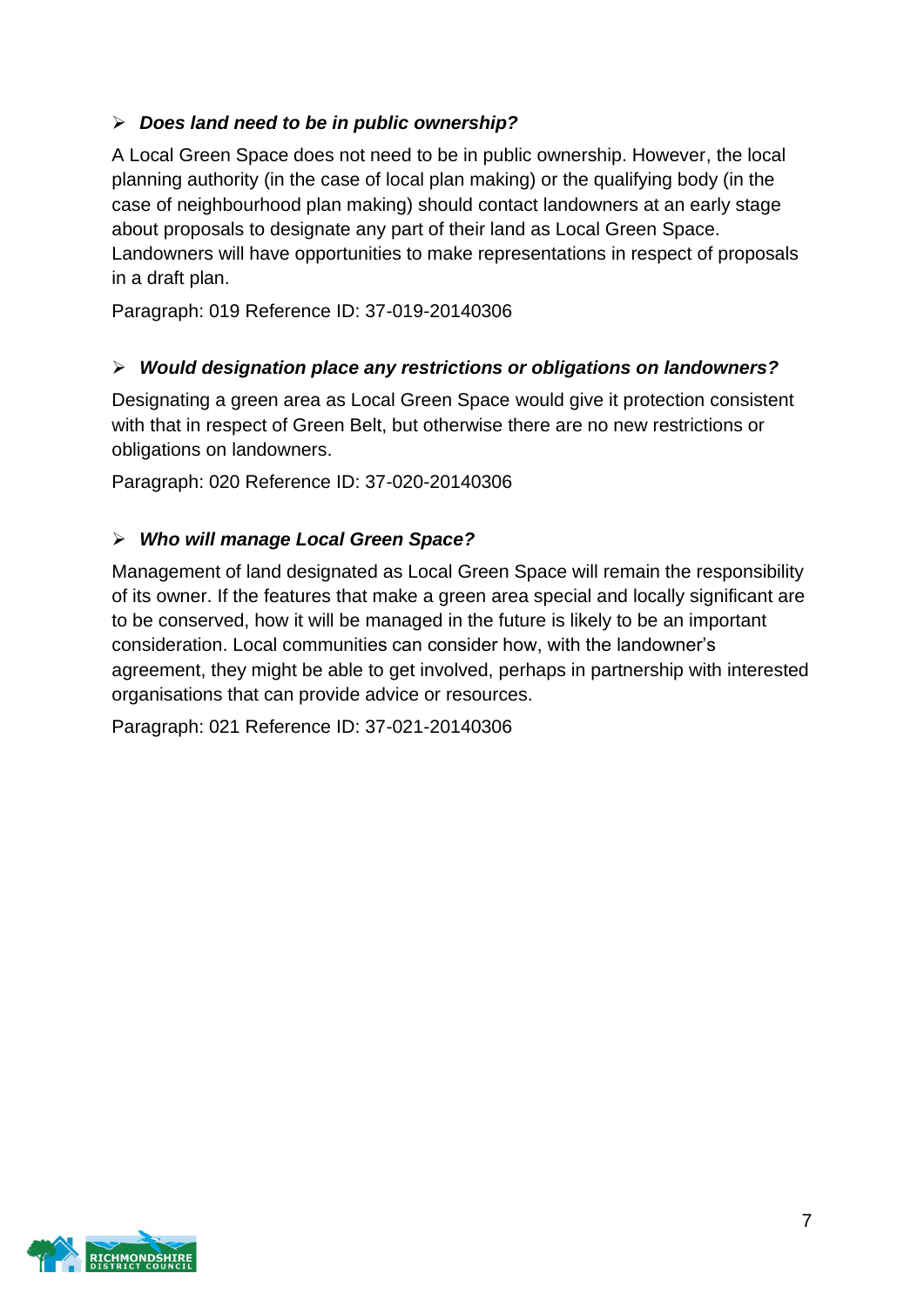- ***Does land need to be in public ownership?***

A Local Green Space does not need to be in public ownership. However, the local planning authority (in the case of local plan making) or the qualifying body (in the case of neighbourhood plan making) should contact landowners at an early stage about proposals to designate any part of their land as Local Green Space. Landowners will have opportunities to make representations in respect of proposals in a draft plan.

Paragraph: 019 Reference ID: 37-019-20140306

- ***Would designation place any restrictions or obligations on landowners?***

Designating a green area as Local Green Space would give it protection consistent with that in respect of Green Belt, but otherwise there are no new restrictions or obligations on landowners.

Paragraph: 020 Reference ID: 37-020-20140306

- ***Who will manage Local Green Space?***

Management of land designated as Local Green Space will remain the responsibility of its owner. If the features that make a green area special and locally significant are to be conserved, how it will be managed in the future is likely to be an important consideration. Local communities can consider how, with the landowner's agreement, they might be able to get involved, perhaps in partnership with interested organisations that can provide advice or resources.

Paragraph: 021 Reference ID: 37-021-20140306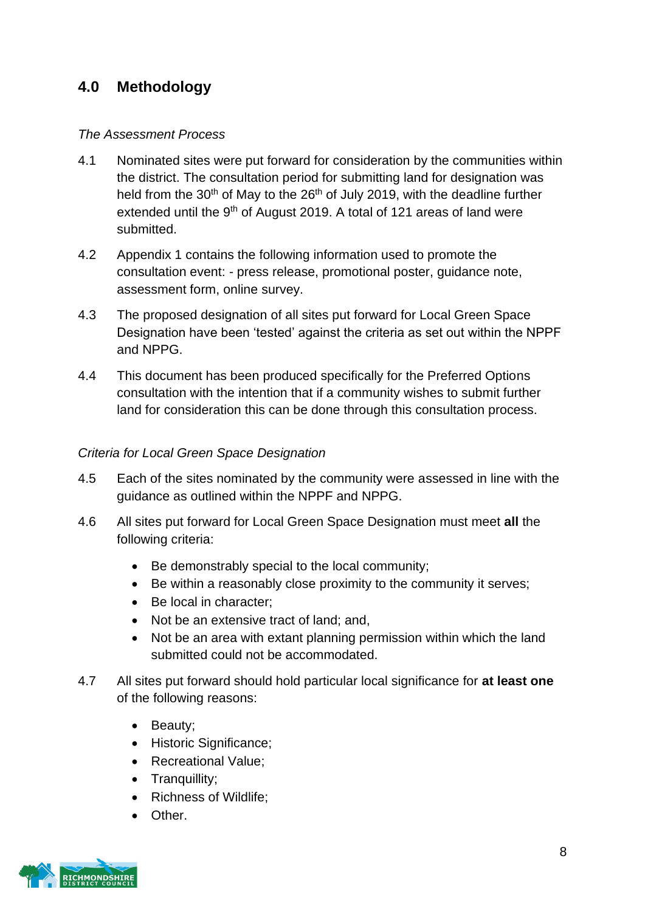## 4.0 Methodology

*The Assessment Process*

4.1 Nominated sites were put forward for consideration by the communities within the district. The consultation period for submitting land for designation was held from the 30th of May to the 26th of July 2019, with the deadline further extended until the 9th of August 2019. A total of 121 areas of land were submitted.

4.2 Appendix 1 contains the following information used to promote the consultation event: - press release, promotional poster, guidance note, assessment form, online survey.

4.3 The proposed designation of all sites put forward for Local Green Space Designation have been 'tested' against the criteria as set out within the NPPF and NPPG.

4.4 This document has been produced specifically for the Preferred Options consultation with the intention that if a community wishes to submit further land for consideration this can be done through this consultation process.

*Criteria for Local Green Space Designation*

4.5 Each of the sites nominated by the community were assessed in line with the guidance as outlined within the NPPF and NPPG.

4.6 All sites put forward for Local Green Space Designation must meet **all** the following criteria:

- Be demonstrably special to the local community;
- Be within a reasonably close proximity to the community it serves;
- Be local in character;
- Not be an extensive tract of land; and,
- Not be an area with extant planning permission within which the land submitted could not be accommodated.

4.7 All sites put forward should hold particular local significance for **at least one** of the following reasons:

- Beauty;
- Historic Significance;
- Recreational Value;
- Tranquillity;
- Richness of Wildlife;
- Other.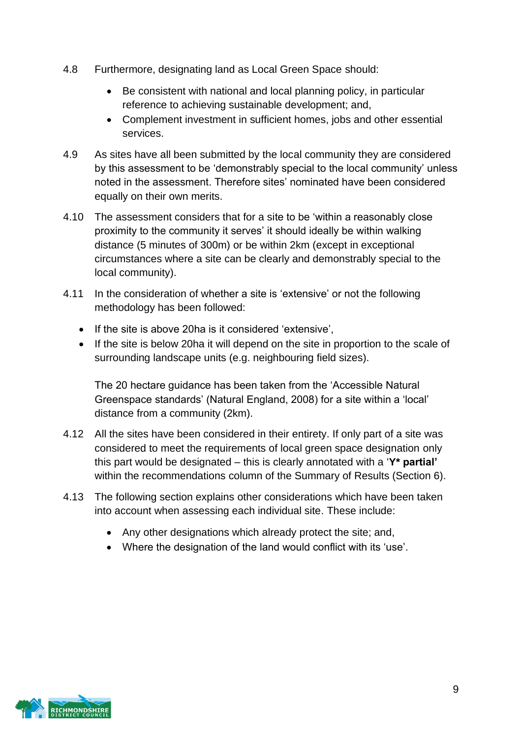4.8 Furthermore, designating land as Local Green Space should:

- Be consistent with national and local planning policy, in particular reference to achieving sustainable development; and,
- Complement investment in sufficient homes, jobs and other essential services.

4.9 As sites have all been submitted by the local community they are considered by this assessment to be 'demonstrably special to the local community' unless noted in the assessment. Therefore sites' nominated have been considered equally on their own merits.

4.10 The assessment considers that for a site to be 'within a reasonably close proximity to the community it serves' it should ideally be within walking distance (5 minutes of 300m) or be within 2km (except in exceptional circumstances where a site can be clearly and demonstrably special to the local community).

4.11 In the consideration of whether a site is 'extensive' or not the following methodology has been followed:

- If the site is above 20ha is it considered 'extensive',
- If the site is below 20ha it will depend on the site in proportion to the scale of surrounding landscape units (e.g. neighbouring field sizes).

The 20 hectare guidance has been taken from the 'Accessible Natural Greenspace standards' (Natural England, 2008) for a site within a 'local' distance from a community (2km).

4.12 All the sites have been considered in their entirety. If only part of a site was considered to meet the requirements of local green space designation only this part would be designated – this is clearly annotated with a '**Y* partial'** within the recommendations column of the Summary of Results (Section 6).

4.13 The following section explains other considerations which have been taken into account when assessing each individual site. These include:

- Any other designations which already protect the site; and,
- Where the designation of the land would conflict with its 'use'.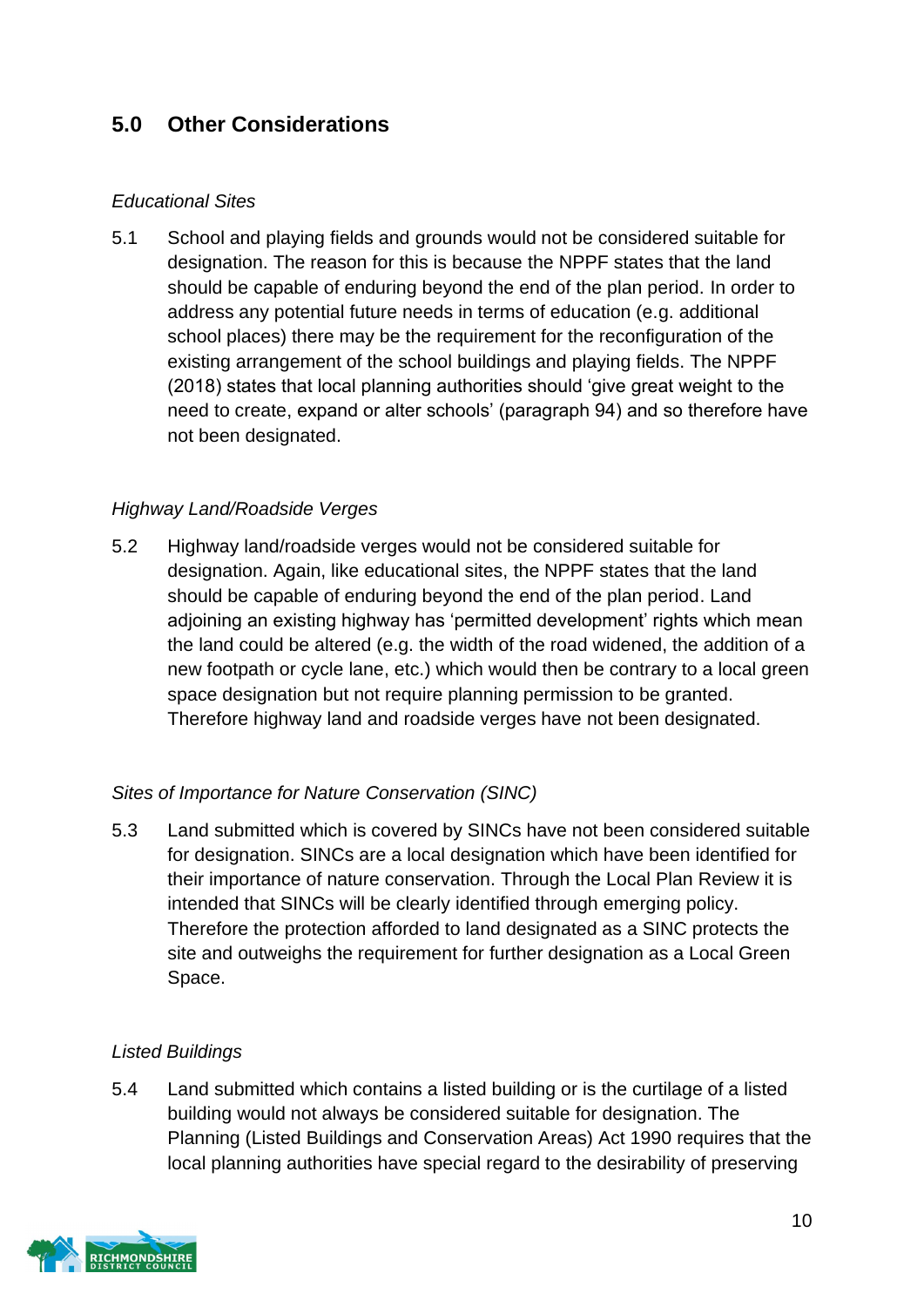## 5.0 Other Considerations

*Educational Sites*

5.1 School and playing fields and grounds would not be considered suitable for designation. The reason for this is because the NPPF states that the land should be capable of enduring beyond the end of the plan period. In order to address any potential future needs in terms of education (e.g. additional school places) there may be the requirement for the reconfiguration of the existing arrangement of the school buildings and playing fields. The NPPF (2018) states that local planning authorities should 'give great weight to the need to create, expand or alter schools' (paragraph 94) and so therefore have not been designated.

*Highway Land/Roadside Verges*

5.2 Highway land/roadside verges would not be considered suitable for designation. Again, like educational sites, the NPPF states that the land should be capable of enduring beyond the end of the plan period. Land adjoining an existing highway has 'permitted development' rights which mean the land could be altered (e.g. the width of the road widened, the addition of a new footpath or cycle lane, etc.) which would then be contrary to a local green space designation but not require planning permission to be granted. Therefore highway land and roadside verges have not been designated.

*Sites of Importance for Nature Conservation (SINC)*

5.3 Land submitted which is covered by SINCs have not been considered suitable for designation. SINCs are a local designation which have been identified for their importance of nature conservation. Through the Local Plan Review it is intended that SINCs will be clearly identified through emerging policy. Therefore the protection afforded to land designated as a SINC protects the site and outweighs the requirement for further designation as a Local Green Space.

*Listed Buildings*

5.4 Land submitted which contains a listed building or is the curtilage of a listed building would not always be considered suitable for designation. The Planning (Listed Buildings and Conservation Areas) Act 1990 requires that the local planning authorities have special regard to the desirability of preserving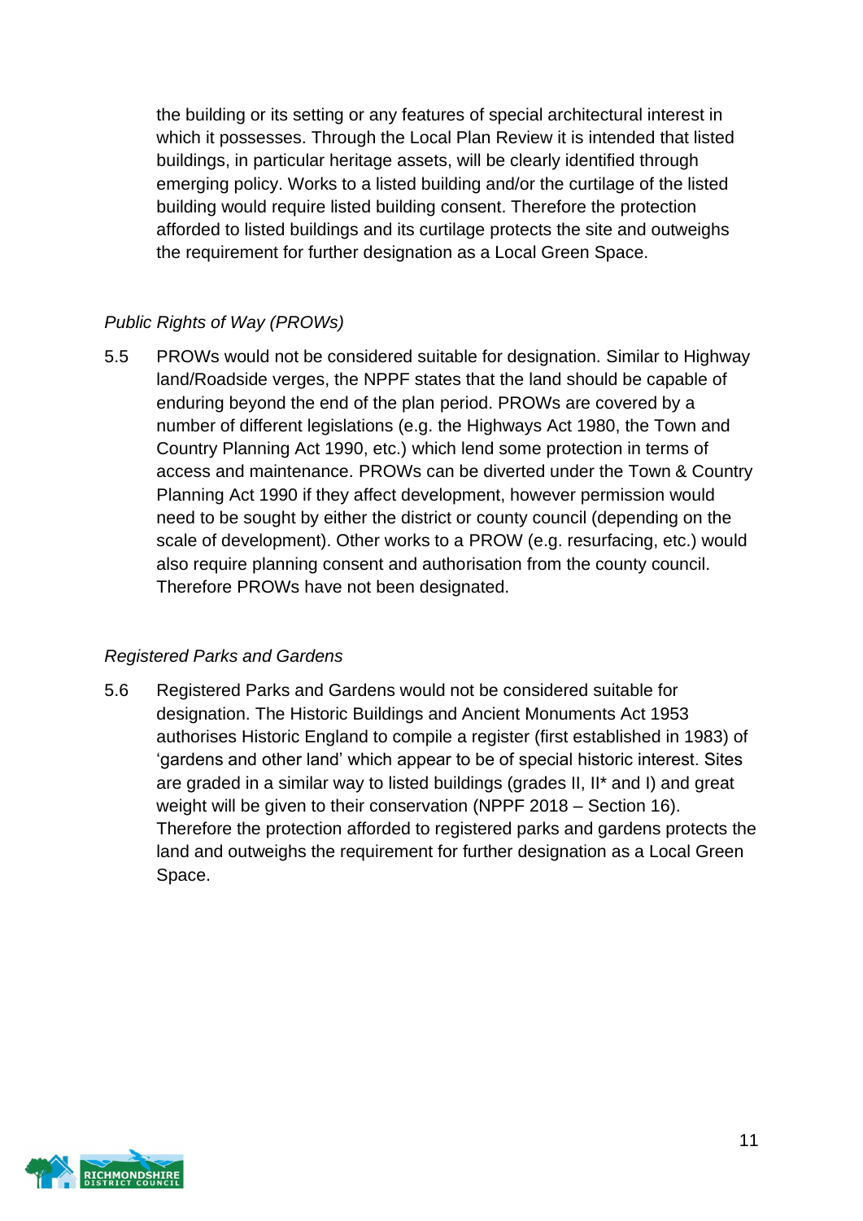the building or its setting or any features of special architectural interest in which it possesses. Through the Local Plan Review it is intended that listed buildings, in particular heritage assets, will be clearly identified through emerging policy. Works to a listed building and/or the curtilage of the listed building would require listed building consent. Therefore the protection afforded to listed buildings and its curtilage protects the site and outweighs the requirement for further designation as a Local Green Space.

*Public Rights of Way (PROWs)*

5.5 PROWs would not be considered suitable for designation. Similar to Highway land/Roadside verges, the NPPF states that the land should be capable of enduring beyond the end of the plan period. PROWs are covered by a number of different legislations (e.g. the Highways Act 1980, the Town and Country Planning Act 1990, etc.) which lend some protection in terms of access and maintenance. PROWs can be diverted under the Town & Country Planning Act 1990 if they affect development, however permission would need to be sought by either the district or county council (depending on the scale of development). Other works to a PROW (e.g. resurfacing, etc.) would also require planning consent and authorisation from the county council. Therefore PROWs have not been designated.

*Registered Parks and Gardens*

5.6 Registered Parks and Gardens would not be considered suitable for designation. The Historic Buildings and Ancient Monuments Act 1953 authorises Historic England to compile a register (first established in 1983) of 'gardens and other land' which appear to be of special historic interest. Sites are graded in a similar way to listed buildings (grades II, II* and I) and great weight will be given to their conservation (NPPF 2018 – Section 16). Therefore the protection afforded to registered parks and gardens protects the land and outweighs the requirement for further designation as a Local Green Space.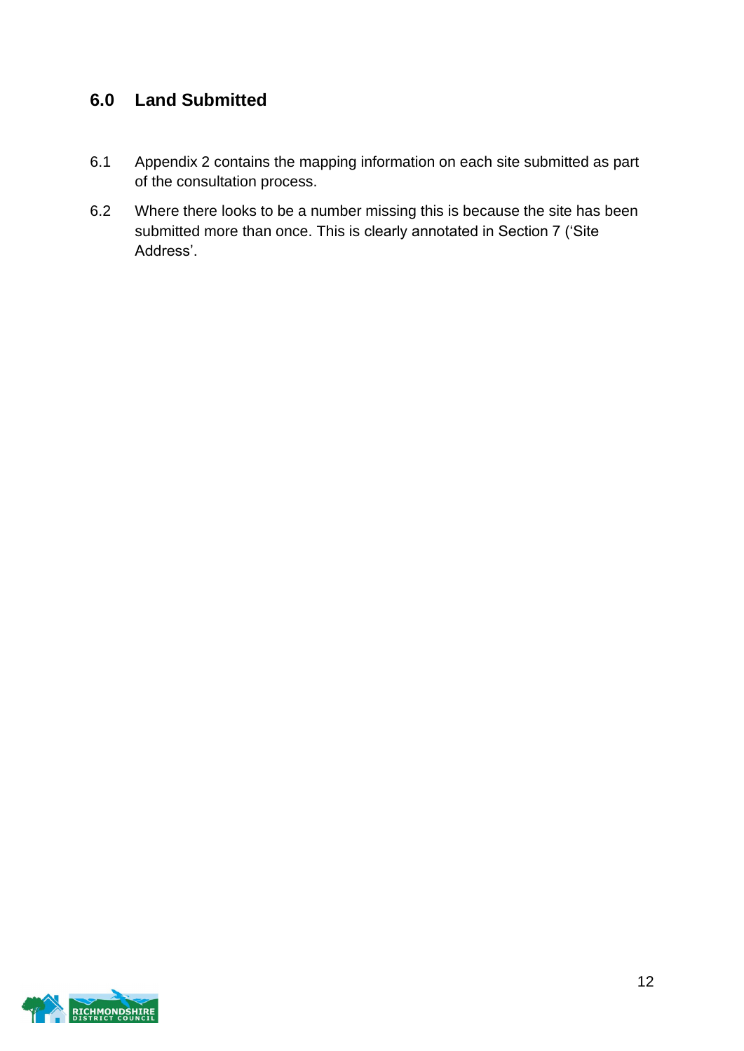## 6.0 Land Submitted

6.1 Appendix 2 contains the mapping information on each site submitted as part of the consultation process.

6.2 Where there looks to be a number missing this is because the site has been submitted more than once. This is clearly annotated in Section 7 ('Site Address'.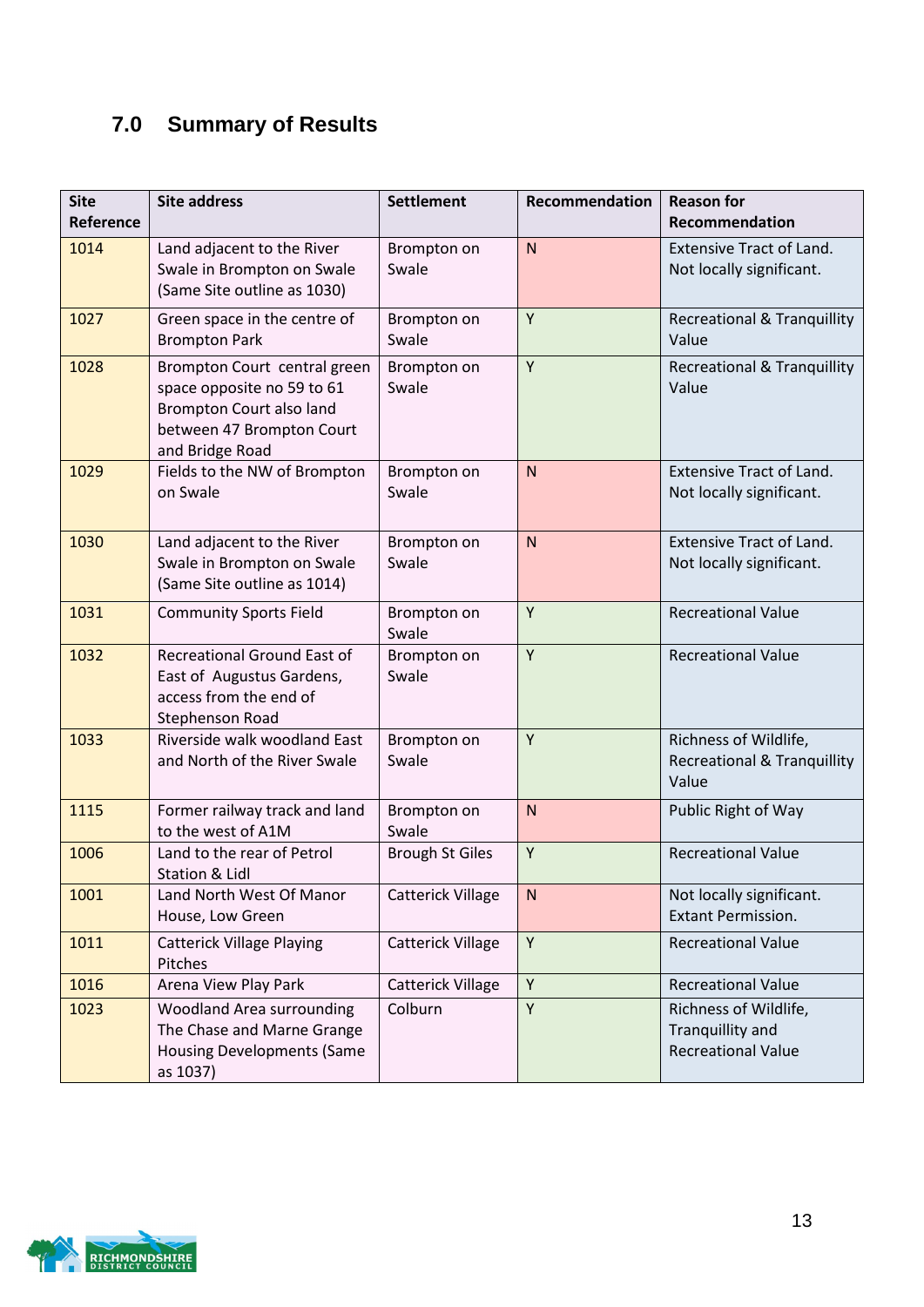## 7.0 Summary of Results

| Site Reference | Site address | Settlement | Recommendation | Reason for Recommendation |
|---|---|---|---|---|
| 1014 | Land adjacent to the River Swale in Brompton on Swale (Same Site outline as 1030) | Brompton on Swale | N | Extensive Tract of Land. Not locally significant. |
| 1027 | Green space in the centre of Brompton Park | Brompton on Swale | Y | Recreational & Tranquillity Value |
| 1028 | Brompton Court central green space opposite no 59 to 61 Brompton Court also land between 47 Brompton Court and Bridge Road | Brompton on Swale | Y | Recreational & Tranquillity Value |
| 1029 | Fields to the NW of Brompton on Swale | Brompton on Swale | N | Extensive Tract of Land. Not locally significant. |
| 1030 | Land adjacent to the River Swale in Brompton on Swale (Same Site outline as 1014) | Brompton on Swale | N | Extensive Tract of Land. Not locally significant. |
| 1031 | Community Sports Field | Brompton on Swale | Y | Recreational Value |
| 1032 | Recreational Ground East of East of Augustus Gardens, access from the end of Stephenson Road | Brompton on Swale | Y | Recreational Value |
| 1033 | Riverside walk woodland East and North of the River Swale | Brompton on Swale | Y | Richness of Wildlife, Recreational & Tranquillity Value |
| 1115 | Former railway track and land to the west of A1M | Brompton on Swale | N | Public Right of Way |
| 1006 | Land to the rear of Petrol Station & Lidl | Brough St Giles | Y | Recreational Value |
| 1001 | Land North West Of Manor House, Low Green | Catterick Village | N | Not locally significant. Extant Permission. |
| 1011 | Catterick Village Playing Pitches | Catterick Village | Y | Recreational Value |
| 1016 | Arena View Play Park | Catterick Village | Y | Recreational Value |
| 1023 | Woodland Area surrounding The Chase and Marne Grange Housing Developments (Same as 1037) | Colburn | Y | Richness of Wildlife, Tranquillity and Recreational Value |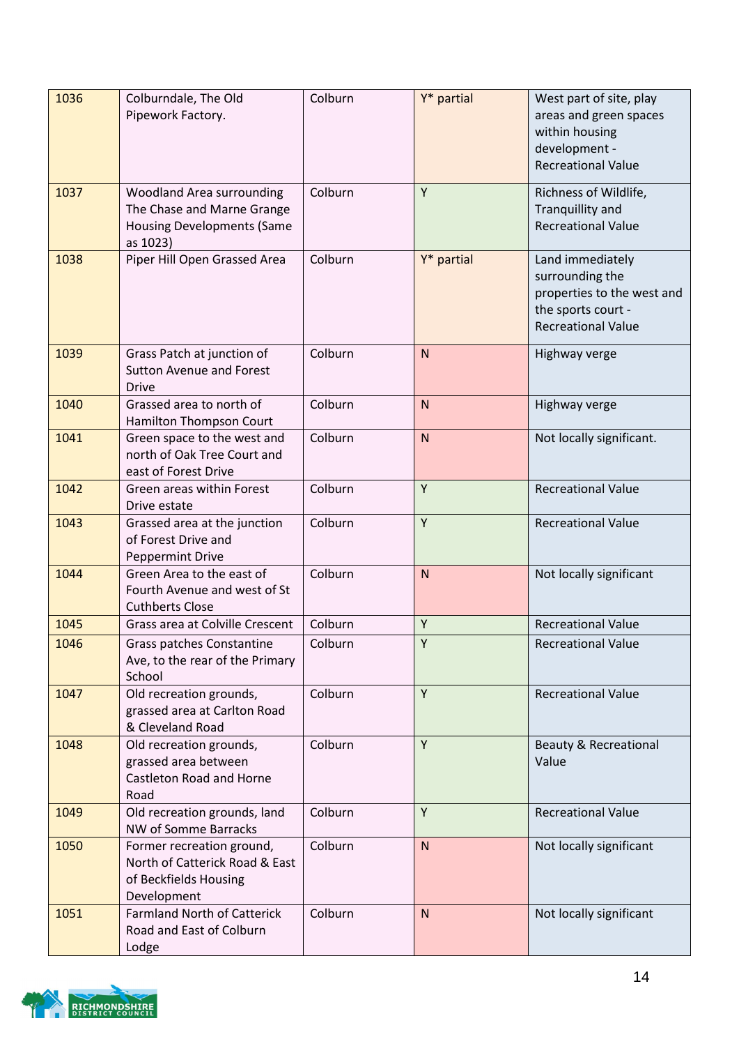| | | | | |
|---|---|---|---|---|
| 1036 | Colburndale, The Old Pipework Factory. | Colburn | Y* partial | West part of site, play areas and green spaces within housing development - Recreational Value |
| 1037 | Woodland Area surrounding The Chase and Marne Grange Housing Developments (Same as 1023) | Colburn | Y | Richness of Wildlife, Tranquillity and Recreational Value |
| 1038 | Piper Hill Open Grassed Area | Colburn | Y* partial | Land immediately surrounding the properties to the west and the sports court - Recreational Value |
| 1039 | Grass Patch at junction of Sutton Avenue and Forest Drive | Colburn | N | Highway verge |
| 1040 | Grassed area to north of Hamilton Thompson Court | Colburn | N | Highway verge |
| 1041 | Green space to the west and north of Oak Tree Court and east of Forest Drive | Colburn | N | Not locally significant. |
| 1042 | Green areas within Forest Drive estate | Colburn | Y | Recreational Value |
| 1043 | Grassed area at the junction of Forest Drive and Peppermint Drive | Colburn | Y | Recreational Value |
| 1044 | Green Area to the east of Fourth Avenue and west of St Cuthberts Close | Colburn | N | Not locally significant |
| 1045 | Grass area at Colville Crescent | Colburn | Y | Recreational Value |
| 1046 | Grass patches Constantine Ave, to the rear of the Primary School | Colburn | Y | Recreational Value |
| 1047 | Old recreation grounds, grassed area at Carlton Road & Cleveland Road | Colburn | Y | Recreational Value |
| 1048 | Old recreation grounds, grassed area between Castleton Road and Horne Road | Colburn | Y | Beauty & Recreational Value |
| 1049 | Old recreation grounds, land NW of Somme Barracks | Colburn | Y | Recreational Value |
| 1050 | Former recreation ground, North of Catterick Road & East of Beckfields Housing Development | Colburn | N | Not locally significant |
| 1051 | Farmland North of Catterick Road and East of Colburn Lodge | Colburn | N | Not locally significant |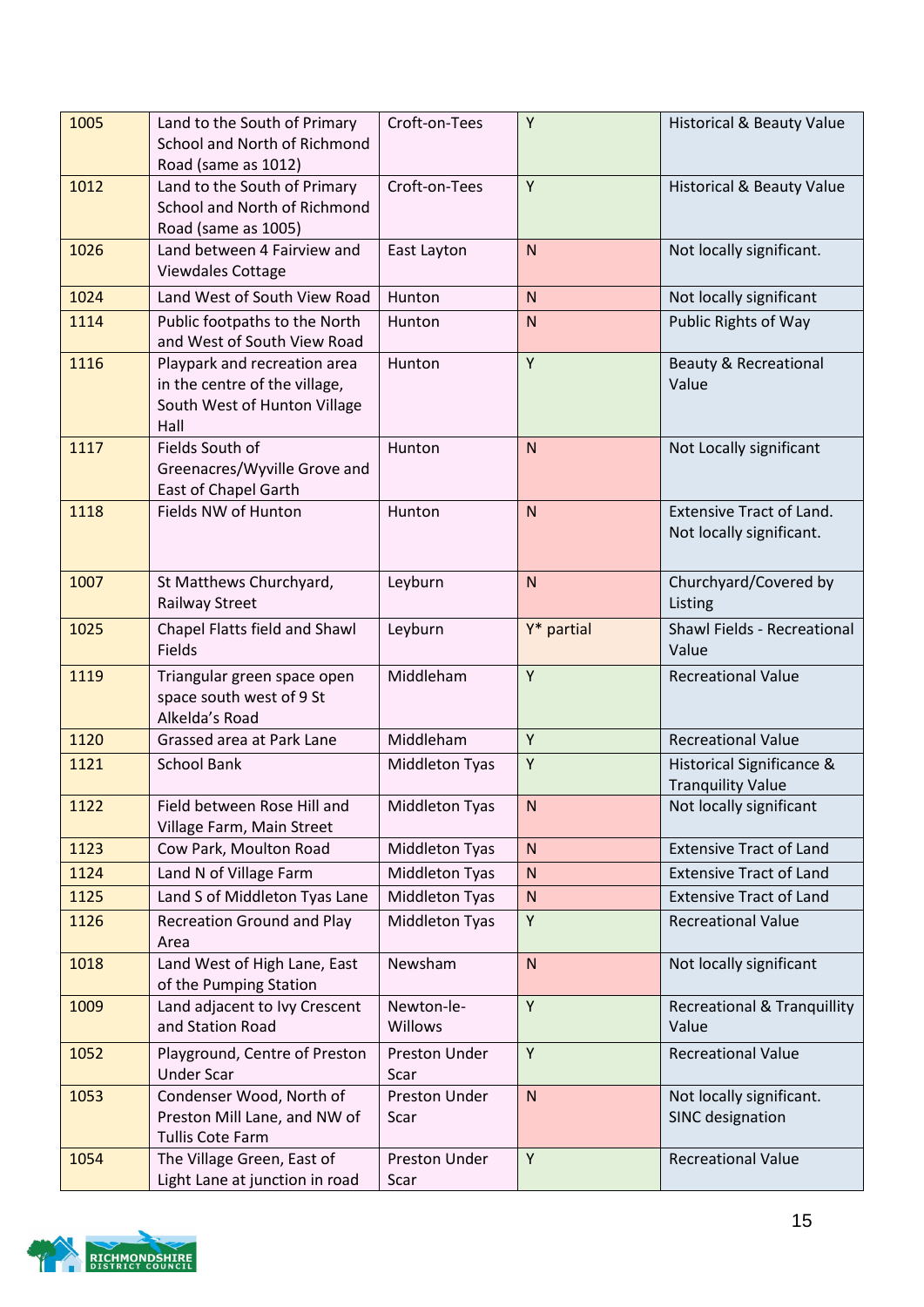| | | | | |
|---|---|---|---|---|
| 1005 | Land to the South of Primary School and North of Richmond Road (same as 1012) | Croft-on-Tees | Y | Historical & Beauty Value |
| 1012 | Land to the South of Primary School and North of Richmond Road (same as 1005) | Croft-on-Tees | Y | Historical & Beauty Value |
| 1026 | Land between 4 Fairview and Viewdales Cottage | East Layton | N | Not locally significant. |
| 1024 | Land West of South View Road | Hunton | N | Not locally significant |
| 1114 | Public footpaths to the North and West of South View Road | Hunton | N | Public Rights of Way |
| 1116 | Playpark and recreation area in the centre of the village, South West of Hunton Village Hall | Hunton | Y | Beauty & Recreational Value |
| 1117 | Fields South of Greenacres/Wyville Grove and East of Chapel Garth | Hunton | N | Not Locally significant |
| 1118 | Fields NW of Hunton | Hunton | N | Extensive Tract of Land. Not locally significant. |
| 1007 | St Matthews Churchyard, Railway Street | Leyburn | N | Churchyard/Covered by Listing |
| 1025 | Chapel Flatts field and Shawl Fields | Leyburn | Y* partial | Shawl Fields - Recreational Value |
| 1119 | Triangular green space open space south west of 9 St Alkelda's Road | Middleham | Y | Recreational Value |
| 1120 | Grassed area at Park Lane | Middleham | Y | Recreational Value |
| 1121 | School Bank | Middleton Tyas | Y | Historical Significance & Tranquility Value |
| 1122 | Field between Rose Hill and Village Farm, Main Street | Middleton Tyas | N | Not locally significant |
| 1123 | Cow Park, Moulton Road | Middleton Tyas | N | Extensive Tract of Land |
| 1124 | Land N of Village Farm | Middleton Tyas | N | Extensive Tract of Land |
| 1125 | Land S of Middleton Tyas Lane | Middleton Tyas | N | Extensive Tract of Land |
| 1126 | Recreation Ground and Play Area | Middleton Tyas | Y | Recreational Value |
| 1018 | Land West of High Lane, East of the Pumping Station | Newsham | N | Not locally significant |
| 1009 | Land adjacent to Ivy Crescent and Station Road | Newton-le-Willows | Y | Recreational & Tranquillity Value |
| 1052 | Playground, Centre of Preston Under Scar | Preston Under Scar | Y | Recreational Value |
| 1053 | Condenser Wood, North of Preston Mill Lane, and NW of Tullis Cote Farm | Preston Under Scar | N | Not locally significant. SINC designation |
| 1054 | The Village Green, East of Light Lane at junction in road | Preston Under Scar | Y | Recreational Value |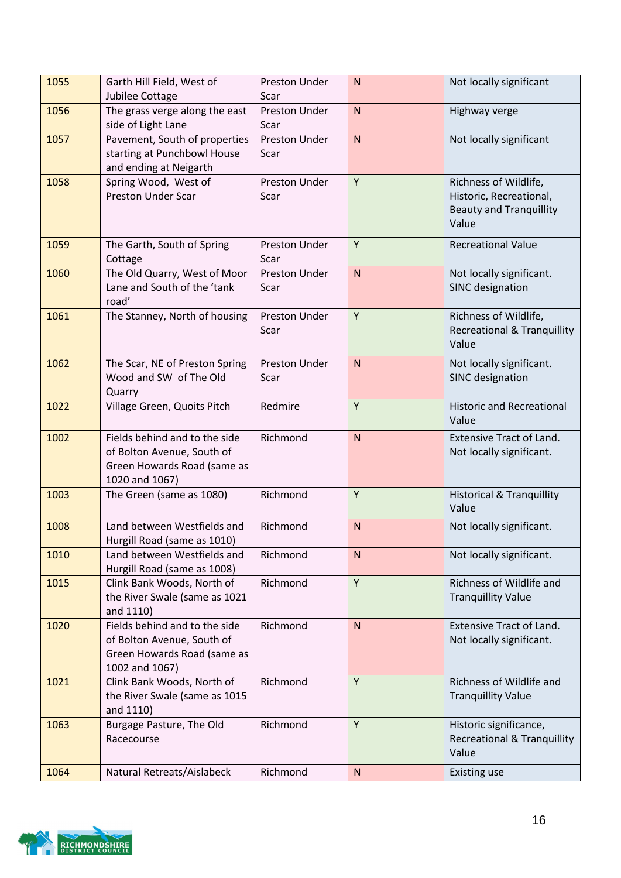| 1055 | Garth Hill Field, West of Jubilee Cottage | Preston Under Scar | N | Not locally significant |
|---|---|---|---|---|
| 1056 | The grass verge along the east side of Light Lane | Preston Under Scar | N | Highway verge |
| 1057 | Pavement, South of properties starting at Punchbowl House and ending at Neigarth | Preston Under Scar | N | Not locally significant |
| 1058 | Spring Wood, West of Preston Under Scar | Preston Under Scar | Y | Richness of Wildlife, Historic, Recreational, Beauty and Tranquillity Value |
| 1059 | The Garth, South of Spring Cottage | Preston Under Scar | Y | Recreational Value |
| 1060 | The Old Quarry, West of Moor Lane and South of the 'tank road' | Preston Under Scar | N | Not locally significant. SINC designation |
| 1061 | The Stanney, North of housing | Preston Under Scar | Y | Richness of Wildlife, Recreational & Tranquillity Value |
| 1062 | The Scar, NE of Preston Spring Wood and SW of The Old Quarry | Preston Under Scar | N | Not locally significant. SINC designation |
| 1022 | Village Green, Quoits Pitch | Redmire | Y | Historic and Recreational Value |
| 1002 | Fields behind and to the side of Bolton Avenue, South of Green Howards Road (same as 1020 and 1067) | Richmond | N | Extensive Tract of Land. Not locally significant. |
| 1003 | The Green (same as 1080) | Richmond | Y | Historical & Tranquillity Value |
| 1008 | Land between Westfields and Hurgill Road (same as 1010) | Richmond | N | Not locally significant. |
| 1010 | Land between Westfields and Hurgill Road (same as 1008) | Richmond | N | Not locally significant. |
| 1015 | Clink Bank Woods, North of the River Swale (same as 1021 and 1110) | Richmond | Y | Richness of Wildlife and Tranquillity Value |
| 1020 | Fields behind and to the side of Bolton Avenue, South of Green Howards Road (same as 1002 and 1067) | Richmond | N | Extensive Tract of Land. Not locally significant. |
| 1021 | Clink Bank Woods, North of the River Swale (same as 1015 and 1110) | Richmond | Y | Richness of Wildlife and Tranquillity Value |
| 1063 | Burgage Pasture, The Old Racecourse | Richmond | Y | Historic significance, Recreational & Tranquillity Value |
| 1064 | Natural Retreats/Aislabeck | Richmond | N | Existing use |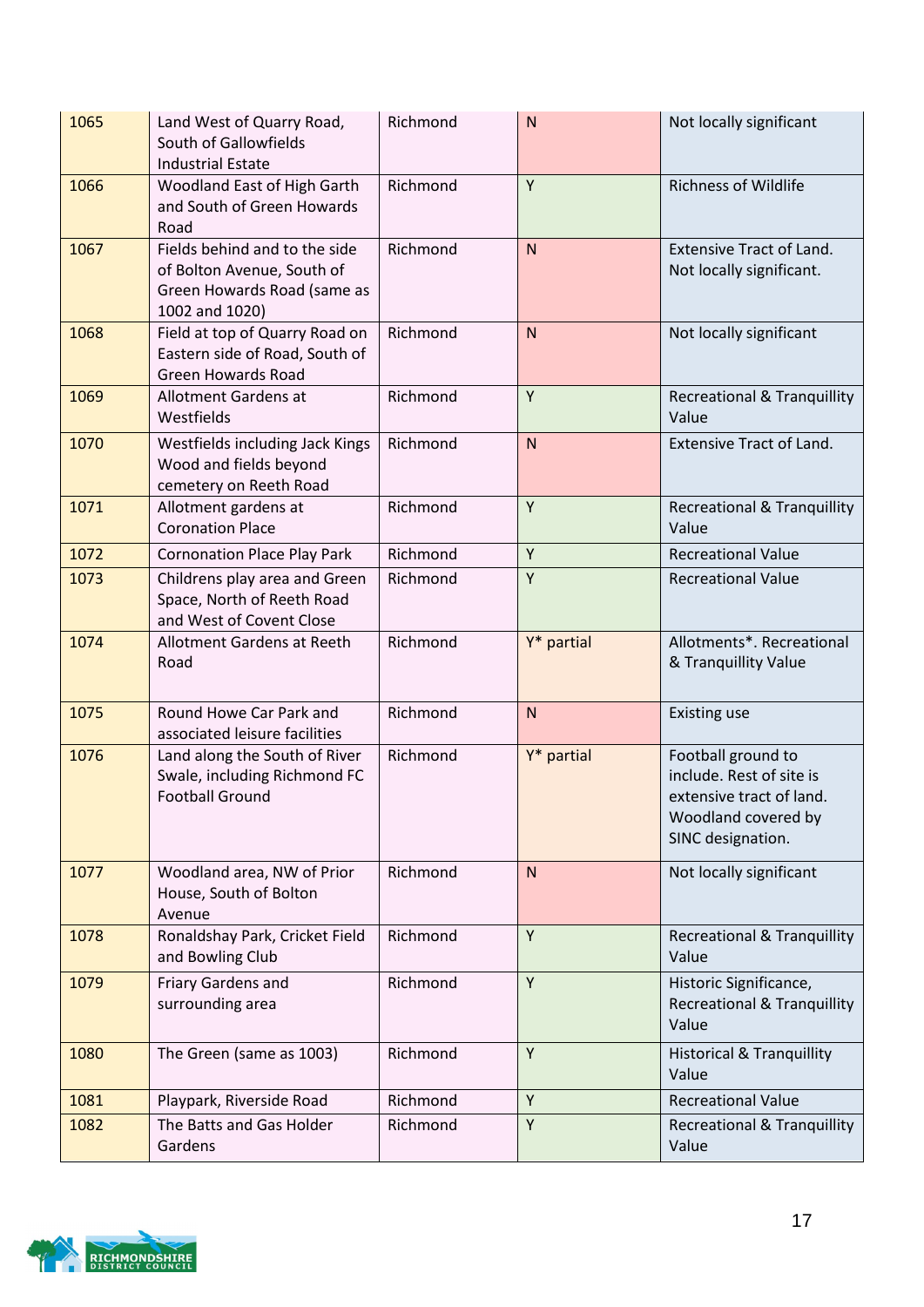| | | | | |
|---|---|---|---|---|
| 1065 | Land West of Quarry Road, South of Gallowfields Industrial Estate | Richmond | N | Not locally significant |
| 1066 | Woodland East of High Garth and South of Green Howards Road | Richmond | Y | Richness of Wildlife |
| 1067 | Fields behind and to the side of Bolton Avenue, South of Green Howards Road (same as 1002 and 1020) | Richmond | N | Extensive Tract of Land. Not locally significant. |
| 1068 | Field at top of Quarry Road on Eastern side of Road, South of Green Howards Road | Richmond | N | Not locally significant |
| 1069 | Allotment Gardens at Westfields | Richmond | Y | Recreational & Tranquillity Value |
| 1070 | Westfields including Jack Kings Wood and fields beyond cemetery on Reeth Road | Richmond | N | Extensive Tract of Land. |
| 1071 | Allotment gardens at Coronation Place | Richmond | Y | Recreational & Tranquillity Value |
| 1072 | Cornonation Place Play Park | Richmond | Y | Recreational Value |
| 1073 | Childrens play area and Green Space, North of Reeth Road and West of Covent Close | Richmond | Y | Recreational Value |
| 1074 | Allotment Gardens at Reeth Road | Richmond | Y* partial | Allotments*. Recreational & Tranquillity Value |
| 1075 | Round Howe Car Park and associated leisure facilities | Richmond | N | Existing use |
| 1076 | Land along the South of River Swale, including Richmond FC Football Ground | Richmond | Y* partial | Football ground to include. Rest of site is extensive tract of land. Woodland covered by SINC designation. |
| 1077 | Woodland area, NW of Prior House, South of Bolton Avenue | Richmond | N | Not locally significant |
| 1078 | Ronaldshay Park, Cricket Field and Bowling Club | Richmond | Y | Recreational & Tranquillity Value |
| 1079 | Friary Gardens and surrounding area | Richmond | Y | Historic Significance, Recreational & Tranquillity Value |
| 1080 | The Green (same as 1003) | Richmond | Y | Historical & Tranquillity Value |
| 1081 | Playpark, Riverside Road | Richmond | Y | Recreational Value |
| 1082 | The Batts and Gas Holder Gardens | Richmond | Y | Recreational & Tranquillity Value |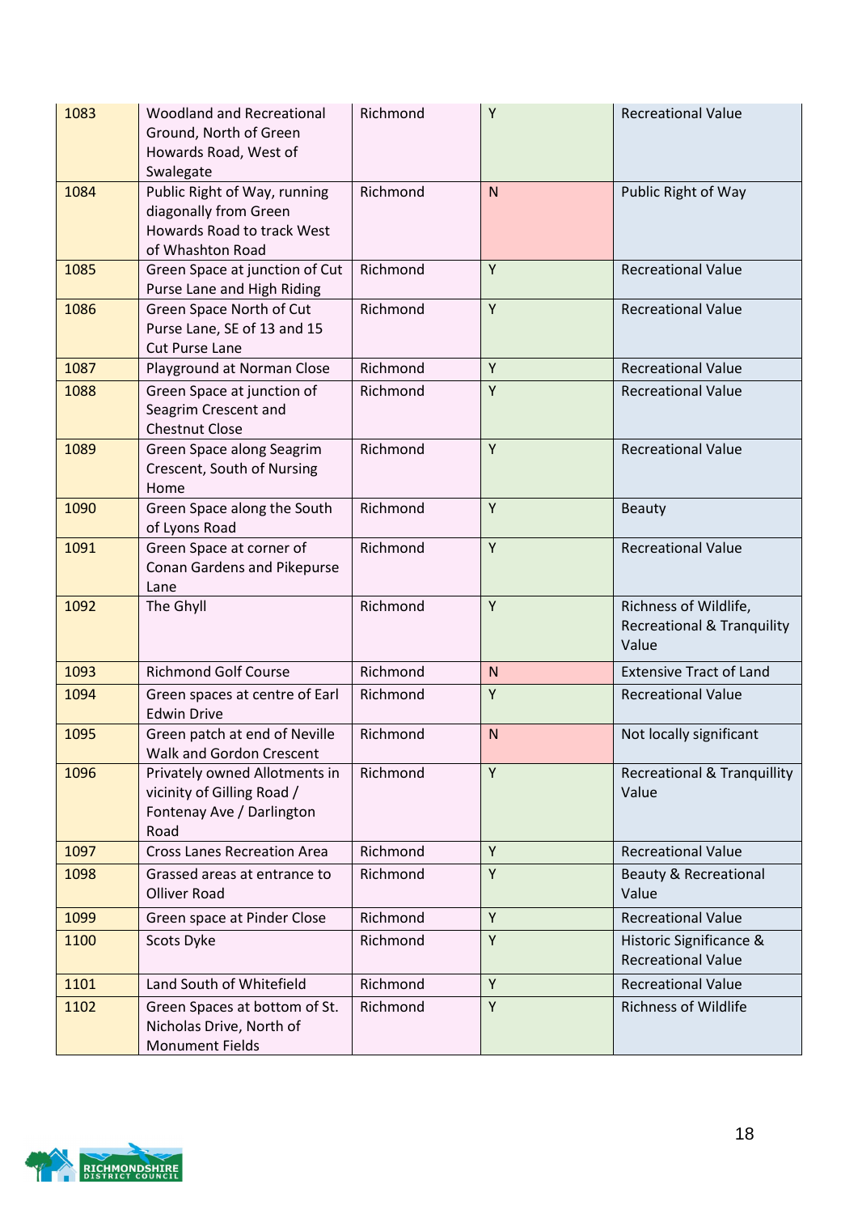| | | | | |
|---|---|---|---|---|
| 1083 | Woodland and Recreational Ground, North of Green Howards Road, West of Swalegate | Richmond | Y | Recreational Value |
| 1084 | Public Right of Way, running diagonally from Green Howards Road to track West of Whashton Road | Richmond | N | Public Right of Way |
| 1085 | Green Space at junction of Cut Purse Lane and High Riding | Richmond | Y | Recreational Value |
| 1086 | Green Space North of Cut Purse Lane, SE of 13 and 15 Cut Purse Lane | Richmond | Y | Recreational Value |
| 1087 | Playground at Norman Close | Richmond | Y | Recreational Value |
| 1088 | Green Space at junction of Seagrim Crescent and Chestnut Close | Richmond | Y | Recreational Value |
| 1089 | Green Space along Seagrim Crescent, South of Nursing Home | Richmond | Y | Recreational Value |
| 1090 | Green Space along the South of Lyons Road | Richmond | Y | Beauty |
| 1091 | Green Space at corner of Conan Gardens and Pikepurse Lane | Richmond | Y | Recreational Value |
| 1092 | The Ghyll | Richmond | Y | Richness of Wildlife, Recreational & Tranquility Value |
| 1093 | Richmond Golf Course | Richmond | N | Extensive Tract of Land |
| 1094 | Green spaces at centre of Earl Edwin Drive | Richmond | Y | Recreational Value |
| 1095 | Green patch at end of Neville Walk and Gordon Crescent | Richmond | N | Not locally significant |
| 1096 | Privately owned Allotments in vicinity of Gilling Road / Fontenay Ave / Darlington Road | Richmond | Y | Recreational & Tranquillity Value |
| 1097 | Cross Lanes Recreation Area | Richmond | Y | Recreational Value |
| 1098 | Grassed areas at entrance to Olliver Road | Richmond | Y | Beauty & Recreational Value |
| 1099 | Green space at Pinder Close | Richmond | Y | Recreational Value |
| 1100 | Scots Dyke | Richmond | Y | Historic Significance & Recreational Value |
| 1101 | Land South of Whitefield | Richmond | Y | Recreational Value |
| 1102 | Green Spaces at bottom of St. Nicholas Drive, North of Monument Fields | Richmond | Y | Richness of Wildlife |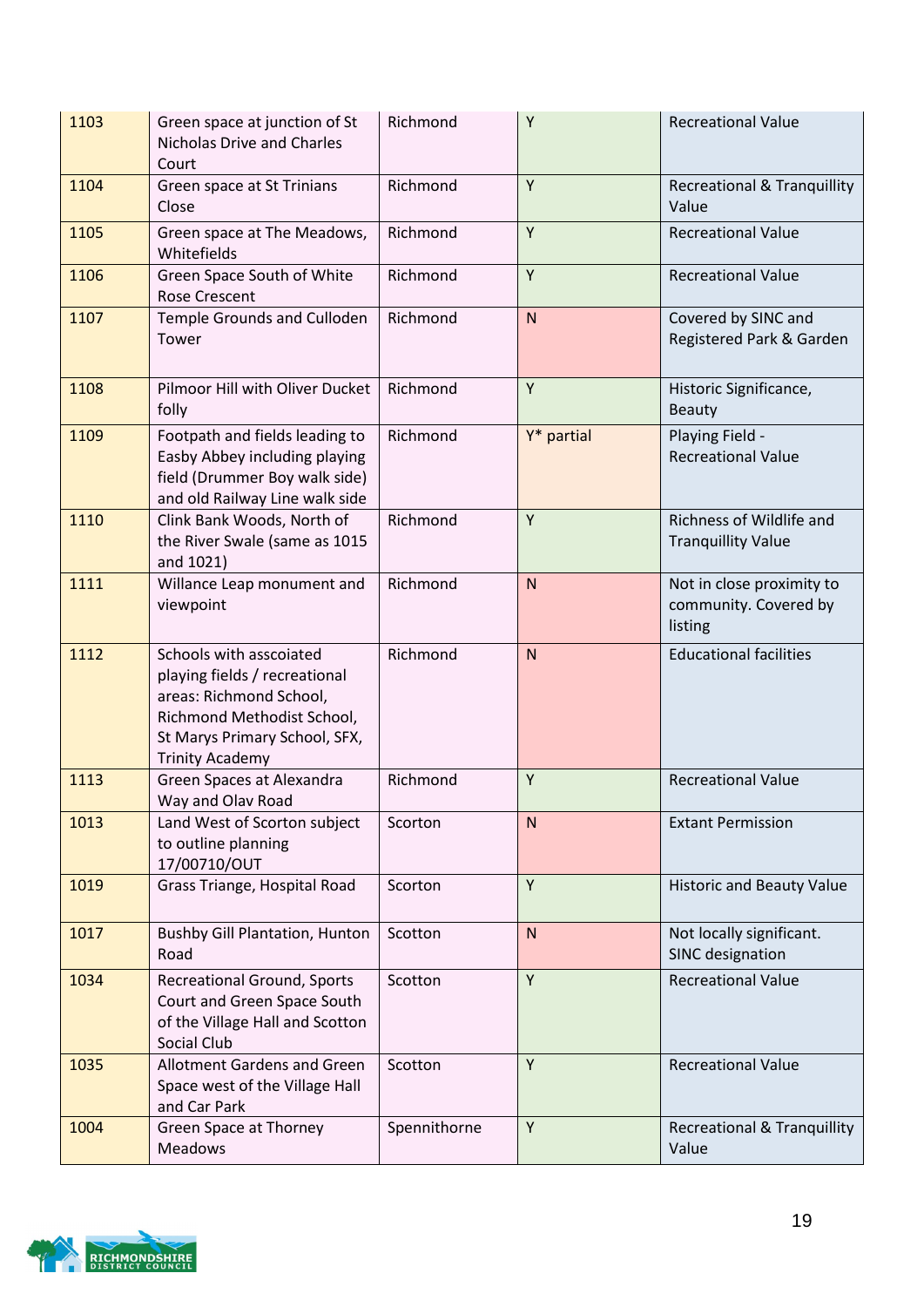| | | | | |
|---|---|---|---|---|
| 1103 | Green space at junction of St Nicholas Drive and Charles Court | Richmond | Y | Recreational Value |
| 1104 | Green space at St Trinians Close | Richmond | Y | Recreational & Tranquillity Value |
| 1105 | Green space at The Meadows, Whitefields | Richmond | Y | Recreational Value |
| 1106 | Green Space South of White Rose Crescent | Richmond | Y | Recreational Value |
| 1107 | Temple Grounds and Culloden Tower | Richmond | N | Covered by SINC and Registered Park & Garden |
| 1108 | Pilmoor Hill with Oliver Ducket folly | Richmond | Y | Historic Significance, Beauty |
| 1109 | Footpath and fields leading to Easby Abbey including playing field (Drummer Boy walk side) and old Railway Line walk side | Richmond | Y* partial | Playing Field - Recreational Value |
| 1110 | Clink Bank Woods, North of the River Swale (same as 1015 and 1021) | Richmond | Y | Richness of Wildlife and Tranquillity Value |
| 1111 | Willance Leap monument and viewpoint | Richmond | N | Not in close proximity to community. Covered by listing |
| 1112 | Schools with asscoiated playing fields / recreational areas: Richmond School, Richmond Methodist School, St Marys Primary School, SFX, Trinity Academy | Richmond | N | Educational facilities |
| 1113 | Green Spaces at Alexandra Way and Olav Road | Richmond | Y | Recreational Value |
| 1013 | Land West of Scorton subject to outline planning 17/00710/OUT | Scorton | N | Extant Permission |
| 1019 | Grass Triange, Hospital Road | Scorton | Y | Historic and Beauty Value |
| 1017 | Bushby Gill Plantation, Hunton Road | Scotton | N | Not locally significant. SINC designation |
| 1034 | Recreational Ground, Sports Court and Green Space South of the Village Hall and Scotton Social Club | Scotton | Y | Recreational Value |
| 1035 | Allotment Gardens and Green Space west of the Village Hall and Car Park | Scotton | Y | Recreational Value |
| 1004 | Green Space at Thorney Meadows | Spennithorne | Y | Recreational & Tranquillity Value |